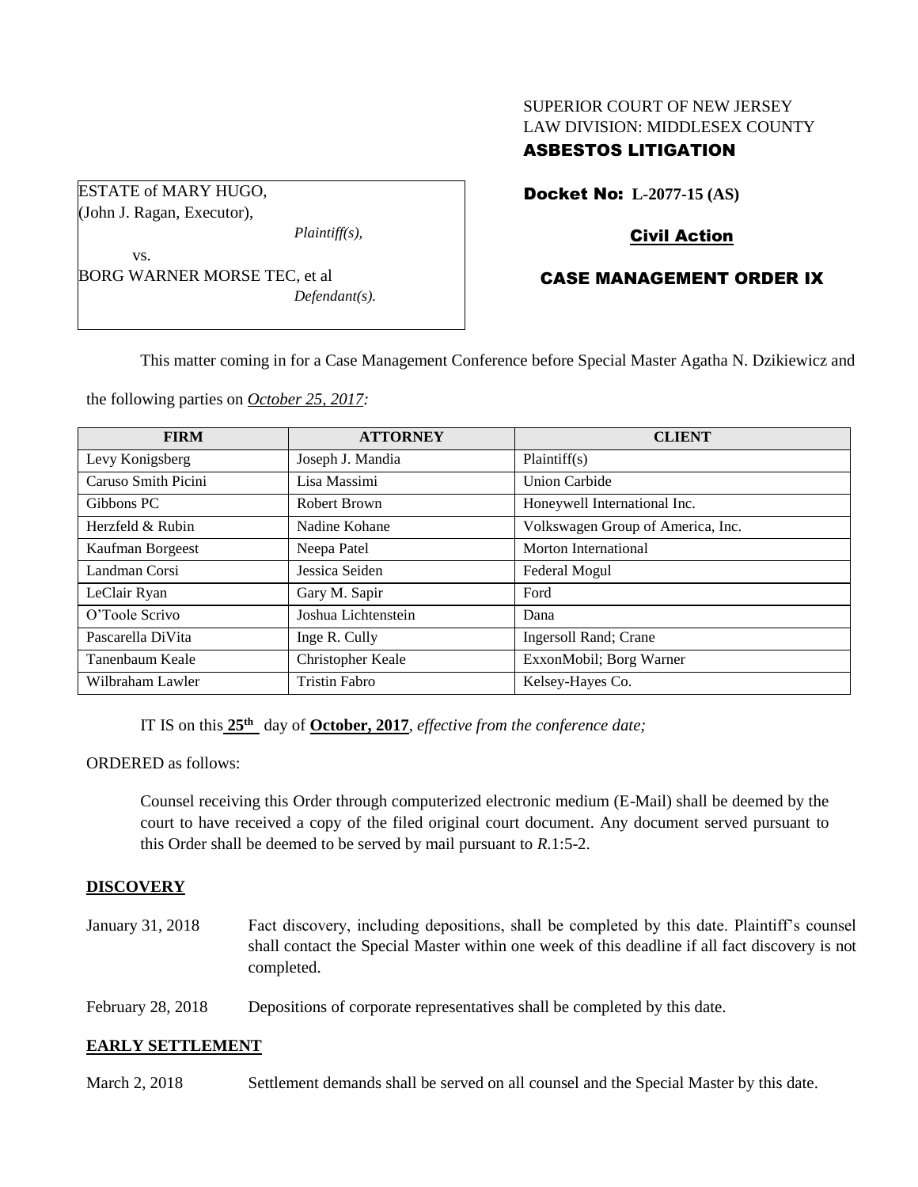SUPERIOR COURT OF NEW JERSEY
LAW DIVISION: MIDDLESEX COUNTY

**ASBESTOS LITIGATION**

ESTATE of MARY HUGO,
(John J. Ragan, Executor),
*Plaintiff(s),*

vs.

BORG WARNER MORSE TEC, et al
*Defendant(s).*

**Docket No: L-2077-15 (AS)**

**Civil Action**

**CASE MANAGEMENT ORDER IX**

This matter coming in for a Case Management Conference before Special Master Agatha N. Dzikiewicz and the following parties on *October 25, 2017:*

| FIRM | ATTORNEY | CLIENT |
|---|---|---|
| Levy Konigsberg | Joseph J. Mandia | Plaintiff(s) |
| Caruso Smith Picini | Lisa Massimi | Union Carbide |
| Gibbons PC | Robert Brown | Honeywell International Inc. |
| Herzfeld & Rubin | Nadine Kohane | Volkswagen Group of America, Inc. |
| Kaufman Borgeest | Neepa Patel | Morton International |
| Landman Corsi | Jessica Seiden | Federal Mogul |
| LeClair Ryan | Gary M. Sapir | Ford |
| O'Toole Scrivo | Joshua Lichtenstein | Dana |
| Pascarella DiVita | Inge R. Cully | Ingersoll Rand; Crane |
| Tanenbaum Keale | Christopher Keale | ExxonMobil; Borg Warner |
| Wilbraham Lawler | Tristin Fabro | Kelsey-Hayes Co. |

IT IS on this **25th** day of **October, 2017**, *effective from the conference date;*

ORDERED as follows:

Counsel receiving this Order through computerized electronic medium (E-Mail) shall be deemed by the court to have received a copy of the filed original court document. Any document served pursuant to this Order shall be deemed to be served by mail pursuant to *R*.1:5-2.

**DISCOVERY**

January 31, 2018 — Fact discovery, including depositions, shall be completed by this date. Plaintiff's counsel shall contact the Special Master within one week of this deadline if all fact discovery is not completed.

February 28, 2018 — Depositions of corporate representatives shall be completed by this date.

**EARLY SETTLEMENT**

March 2, 2018 — Settlement demands shall be served on all counsel and the Special Master by this date.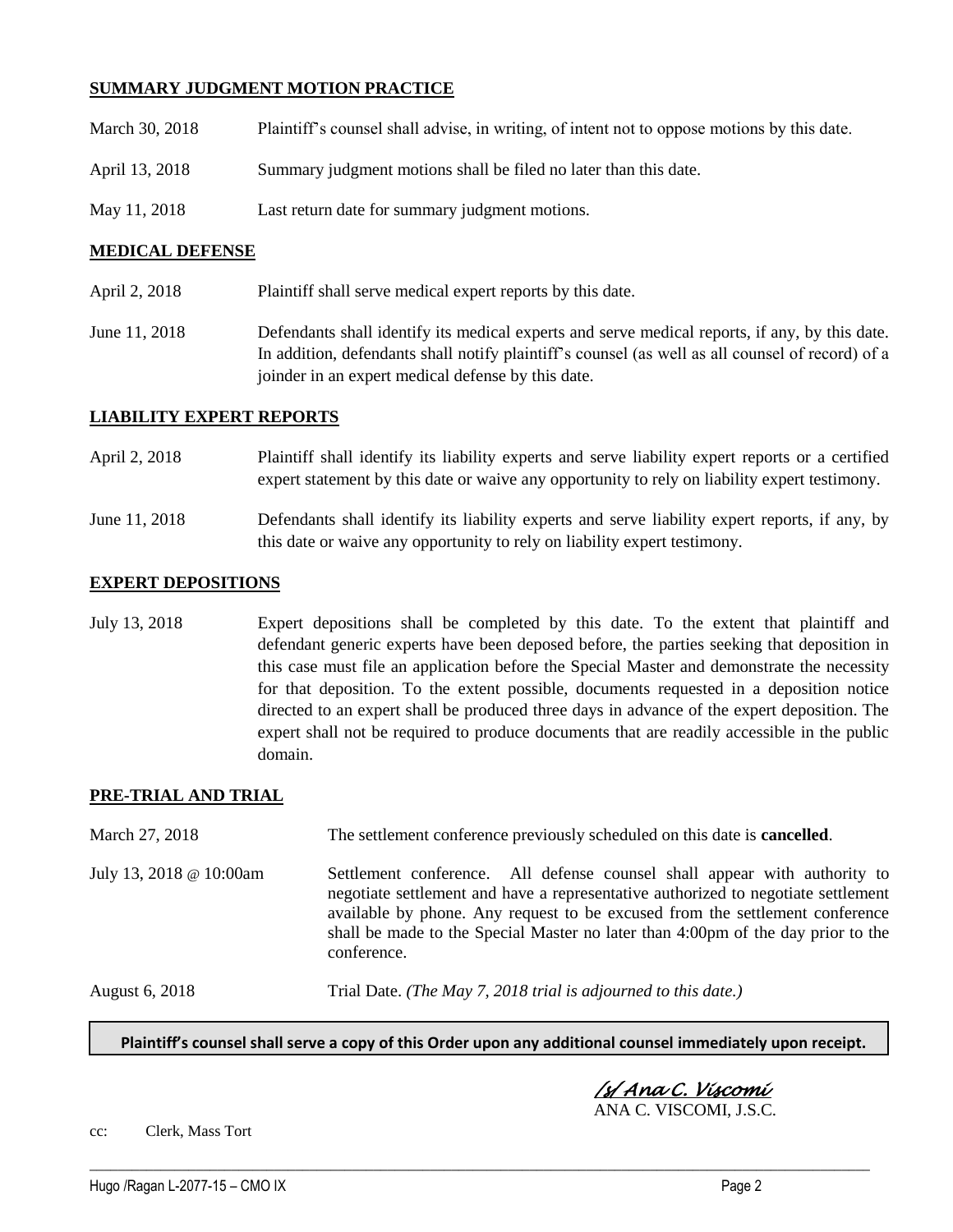## SUMMARY JUDGMENT MOTION PRACTICE

| | |
|---|---|
| March 30, 2018 | Plaintiff's counsel shall advise, in writing, of intent not to oppose motions by this date. |
| April 13, 2018 | Summary judgment motions shall be filed no later than this date. |
| May 11, 2018 | Last return date for summary judgment motions. |

## MEDICAL DEFENSE

| | |
|---|---|
| April 2, 2018 | Plaintiff shall serve medical expert reports by this date. |
| June 11, 2018 | Defendants shall identify its medical experts and serve medical reports, if any, by this date. In addition, defendants shall notify plaintiff's counsel (as well as all counsel of record) of a joinder in an expert medical defense by this date. |

## LIABILITY EXPERT REPORTS

| | |
|---|---|
| April 2, 2018 | Plaintiff shall identify its liability experts and serve liability expert reports or a certified expert statement by this date or waive any opportunity to rely on liability expert testimony. |
| June 11, 2018 | Defendants shall identify its liability experts and serve liability expert reports, if any, by this date or waive any opportunity to rely on liability expert testimony. |

## EXPERT DEPOSITIONS

| | |
|---|---|
| July 13, 2018 | Expert depositions shall be completed by this date. To the extent that plaintiff and defendant generic experts have been deposed before, the parties seeking that deposition in this case must file an application before the Special Master and demonstrate the necessity for that deposition. To the extent possible, documents requested in a deposition notice directed to an expert shall be produced three days in advance of the expert deposition. The expert shall not be required to produce documents that are readily accessible in the public domain. |

## PRE-TRIAL AND TRIAL

| | |
|---|---|
| March 27, 2018 | The settlement conference previously scheduled on this date is **cancelled**. |
| July 13, 2018 @ 10:00am | Settlement conference. All defense counsel shall appear with authority to negotiate settlement and have a representative authorized to negotiate settlement available by phone. Any request to be excused from the settlement conference shall be made to the Special Master no later than 4:00pm of the day prior to the conference. |
| August 6, 2018 | Trial Date. *(The May 7, 2018 trial is adjourned to this date.)* |

**Plaintiff's counsel shall serve a copy of this Order upon any additional counsel immediately upon receipt.**

*/s/ Ana C. Viscomi*
ANA C. VISCOMI, J.S.C.

cc: Clerk, Mass Tort

Hugo /Ragan L-2077-15 – CMO IX